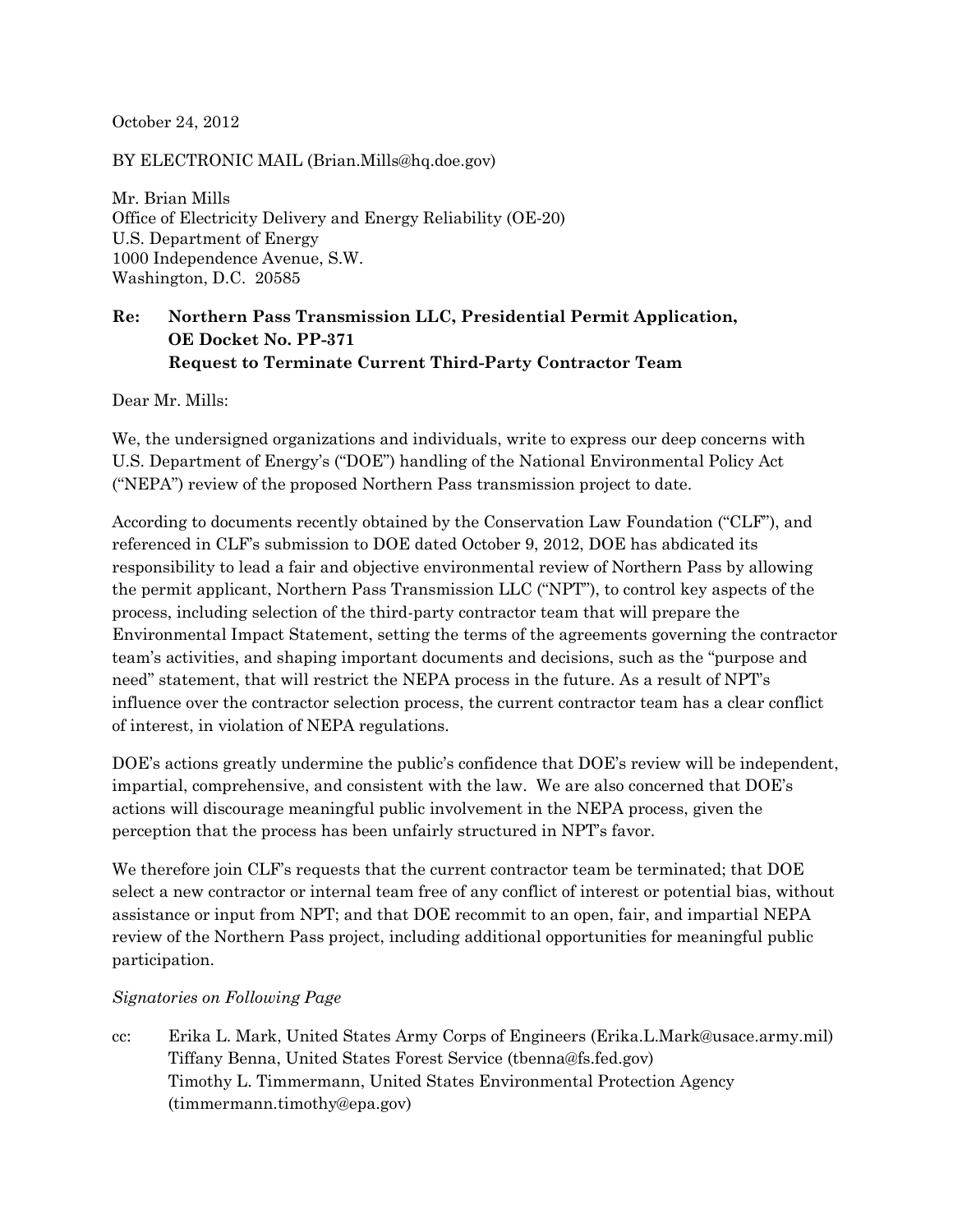October 24, 2012

BY ELECTRONIC MAIL (Brian.Mills@hq.doe.gov)

Mr. Brian Mills
Office of Electricity Delivery and Energy Reliability (OE-20)
U.S. Department of Energy
1000 Independence Avenue, S.W.
Washington, D.C. 20585

**Re: Northern Pass Transmission LLC, Presidential Permit Application,
OE Docket No. PP-371
Request to Terminate Current Third-Party Contractor Team**

Dear Mr. Mills:

We, the undersigned organizations and individuals, write to express our deep concerns with U.S. Department of Energy's ("DOE") handling of the National Environmental Policy Act ("NEPA") review of the proposed Northern Pass transmission project to date.

According to documents recently obtained by the Conservation Law Foundation ("CLF"), and referenced in CLF's submission to DOE dated October 9, 2012, DOE has abdicated its responsibility to lead a fair and objective environmental review of Northern Pass by allowing the permit applicant, Northern Pass Transmission LLC ("NPT"), to control key aspects of the process, including selection of the third-party contractor team that will prepare the Environmental Impact Statement, setting the terms of the agreements governing the contractor team's activities, and shaping important documents and decisions, such as the "purpose and need" statement, that will restrict the NEPA process in the future. As a result of NPT's influence over the contractor selection process, the current contractor team has a clear conflict of interest, in violation of NEPA regulations.

DOE's actions greatly undermine the public's confidence that DOE's review will be independent, impartial, comprehensive, and consistent with the law. We are also concerned that DOE's actions will discourage meaningful public involvement in the NEPA process, given the perception that the process has been unfairly structured in NPT's favor.

We therefore join CLF's requests that the current contractor team be terminated; that DOE select a new contractor or internal team free of any conflict of interest or potential bias, without assistance or input from NPT; and that DOE recommit to an open, fair, and impartial NEPA review of the Northern Pass project, including additional opportunities for meaningful public participation.

*Signatories on Following Page*

cc: Erika L. Mark, United States Army Corps of Engineers (Erika.L.Mark@usace.army.mil)
Tiffany Benna, United States Forest Service (tbenna@fs.fed.gov)
Timothy L. Timmermann, United States Environmental Protection Agency (timmermann.timothy@epa.gov)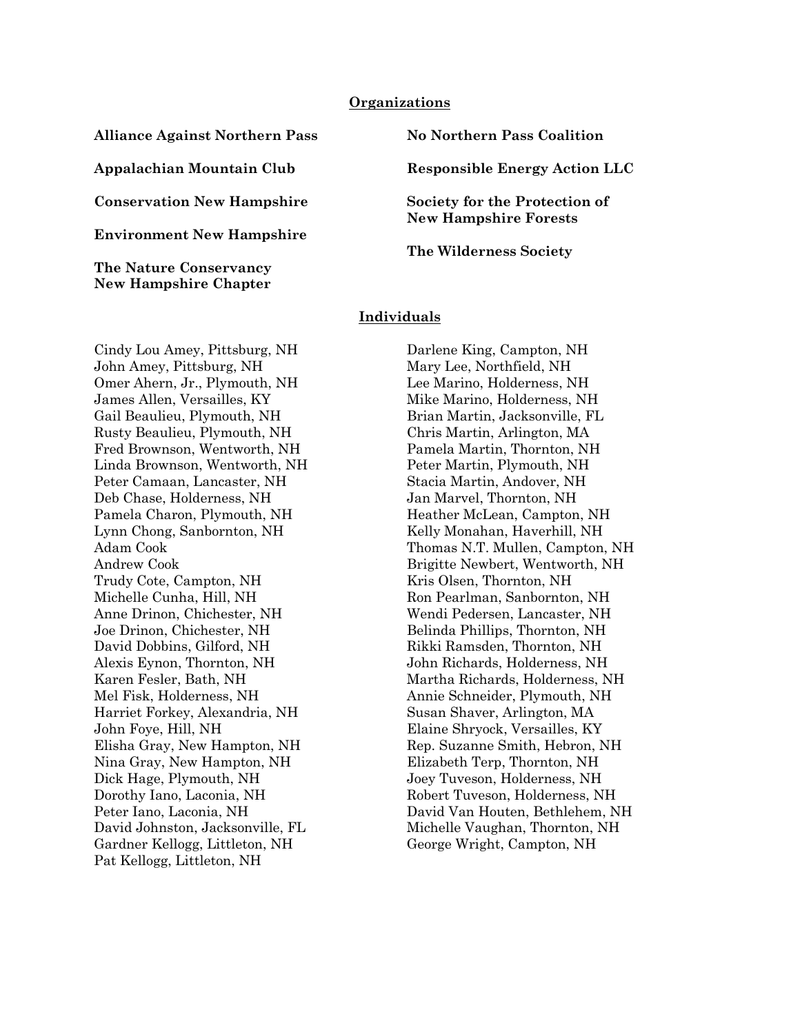## Organizations

**Alliance Against Northern Pass**

**Appalachian Mountain Club**

**Conservation New Hampshire**

**Environment New Hampshire**

**The Nature Conservancy New Hampshire Chapter**

**No Northern Pass Coalition**

**Responsible Energy Action LLC**

**Society for the Protection of New Hampshire Forests**

**The Wilderness Society**

## Individuals

Cindy Lou Amey, Pittsburg, NH
John Amey, Pittsburg, NH
Omer Ahern, Jr., Plymouth, NH
James Allen, Versailles, KY
Gail Beaulieu, Plymouth, NH
Rusty Beaulieu, Plymouth, NH
Fred Brownson, Wentworth, NH
Linda Brownson, Wentworth, NH
Peter Camaan, Lancaster, NH
Deb Chase, Holderness, NH
Pamela Charon, Plymouth, NH
Lynn Chong, Sanbornton, NH
Adam Cook
Andrew Cook
Trudy Cote, Campton, NH
Michelle Cunha, Hill, NH
Anne Drinon, Chichester, NH
Joe Drinon, Chichester, NH
David Dobbins, Gilford, NH
Alexis Eynon, Thornton, NH
Karen Fesler, Bath, NH
Mel Fisk, Holderness, NH
Harriet Forkey, Alexandria, NH
John Foye, Hill, NH
Elisha Gray, New Hampton, NH
Nina Gray, New Hampton, NH
Dick Hage, Plymouth, NH
Dorothy Iano, Laconia, NH
Peter Iano, Laconia, NH
David Johnston, Jacksonville, FL
Gardner Kellogg, Littleton, NH
Pat Kellogg, Littleton, NH
Darlene King, Campton, NH
Mary Lee, Northfield, NH
Lee Marino, Holderness, NH
Mike Marino, Holderness, NH
Brian Martin, Jacksonville, FL
Chris Martin, Arlington, MA
Pamela Martin, Thornton, NH
Peter Martin, Plymouth, NH
Stacia Martin, Andover, NH
Jan Marvel, Thornton, NH
Heather McLean, Campton, NH
Kelly Monahan, Haverhill, NH
Thomas N.T. Mullen, Campton, NH
Brigitte Newbert, Wentworth, NH
Kris Olsen, Thornton, NH
Ron Pearlman, Sanbornton, NH
Wendi Pedersen, Lancaster, NH
Belinda Phillips, Thornton, NH
Rikki Ramsden, Thornton, NH
John Richards, Holderness, NH
Martha Richards, Holderness, NH
Annie Schneider, Plymouth, NH
Susan Shaver, Arlington, MA
Elaine Shryock, Versailles, KY
Rep. Suzanne Smith, Hebron, NH
Elizabeth Terp, Thornton, NH
Joey Tuveson, Holderness, NH
Robert Tuveson, Holderness, NH
David Van Houten, Bethlehem, NH
Michelle Vaughan, Thornton, NH
George Wright, Campton, NH